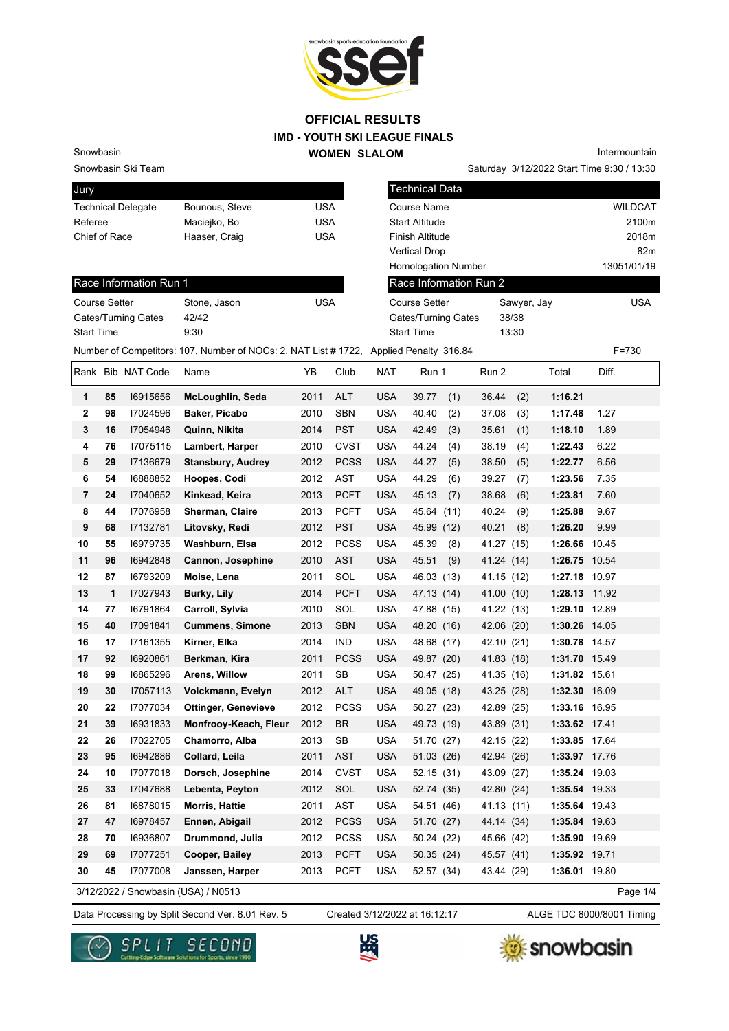# OFFICIAL RESULTS
## IMD - YOUTH SKI LEAGUE FINALS
## WOMEN SLALOM

Snowbasin
Snowbasin Ski Team

Intermountain
Saturday 3/12/2022 Start Time 9:30 / 13:30

| Jury | | |
|---|---|---|
| Technical Delegate | Bounous, Steve | USA |
| Referee | Maciejko, Bo | USA |
| Chief of Race | Haaser, Craig | USA |

| Technical Data | |
|---|---|
| Course Name | WILDCAT |
| Start Altitude | 2100m |
| Finish Altitude | 2018m |
| Vertical Drop | 82m |
| Homologation Number | 13051/01/19 |

| Race Information Run 1 | | |
|---|---|---|
| Course Setter | Stone, Jason | USA |
| Gates/Turning Gates | 42/42 | |
| Start Time | 9:30 | |

| Race Information Run 2 | | |
|---|---|---|
| Course Setter | Sawyer, Jay | USA |
| Gates/Turning Gates | 38/38 | |
| Start Time | 13:30 | |

Number of Competitors: 107, Number of NOCs: 2, NAT List # 1722, Applied Penalty 316.84 F=730

| Rank | Bib | NAT Code | Name | YB | Club | NAT | Run 1 | Run 2 | Total | Diff. |
|---|---|---|---|---|---|---|---|---|---|---|
| 1 | 85 | I6915656 | **McLoughlin, Seda** | 2011 | ALT | USA | 39.77 (1) | 36.44 (2) | **1:16.21** | |
| 2 | 98 | I7024596 | **Baker, Picabo** | 2010 | SBN | USA | 40.40 (2) | 37.08 (3) | **1:17.48** | 1.27 |
| 3 | 16 | I7054946 | **Quinn, Nikita** | 2014 | PST | USA | 42.49 (3) | 35.61 (1) | **1:18.10** | 1.89 |
| 4 | 76 | I7075115 | **Lambert, Harper** | 2010 | CVST | USA | 44.24 (4) | 38.19 (4) | **1:22.43** | 6.22 |
| 5 | 29 | I7136679 | **Stansbury, Audrey** | 2012 | PCSS | USA | 44.27 (5) | 38.50 (5) | **1:22.77** | 6.56 |
| 6 | 54 | I6888852 | **Hoopes, Codi** | 2012 | AST | USA | 44.29 (6) | 39.27 (7) | **1:23.56** | 7.35 |
| 7 | 24 | I7040652 | **Kinkead, Keira** | 2013 | PCFT | USA | 45.13 (7) | 38.68 (6) | **1:23.81** | 7.60 |
| 8 | 44 | I7076958 | **Sherman, Claire** | 2013 | PCFT | USA | 45.64 (11) | 40.24 (9) | **1:25.88** | 9.67 |
| 9 | 68 | I7132781 | **Litovsky, Redi** | 2012 | PST | USA | 45.99 (12) | 40.21 (8) | **1:26.20** | 9.99 |
| 10 | 55 | I6979735 | **Washburn, Elsa** | 2012 | PCSS | USA | 45.39 (8) | 41.27 (15) | **1:26.66** | 10.45 |
| 11 | 96 | I6942848 | **Cannon, Josephine** | 2010 | AST | USA | 45.51 (9) | 41.24 (14) | **1:26.75** | 10.54 |
| 12 | 87 | I6793209 | **Moise, Lena** | 2011 | SOL | USA | 46.03 (13) | 41.15 (12) | **1:27.18** | 10.97 |
| 13 | 1 | I7027943 | **Burky, Lily** | 2014 | PCFT | USA | 47.13 (14) | 41.00 (10) | **1:28.13** | 11.92 |
| 14 | 77 | I6791864 | **Carroll, Sylvia** | 2010 | SOL | USA | 47.88 (15) | 41.22 (13) | **1:29.10** | 12.89 |
| 15 | 40 | I7091841 | **Cummens, Simone** | 2013 | SBN | USA | 48.20 (16) | 42.06 (20) | **1:30.26** | 14.05 |
| 16 | 17 | I7161355 | **Kirner, Elka** | 2014 | IND | USA | 48.68 (17) | 42.10 (21) | **1:30.78** | 14.57 |
| 17 | 92 | I6920861 | **Berkman, Kira** | 2011 | PCSS | USA | 49.87 (20) | 41.83 (18) | **1:31.70** | 15.49 |
| 18 | 99 | I6865296 | **Arens, Willow** | 2011 | SB | USA | 50.47 (25) | 41.35 (16) | **1:31.82** | 15.61 |
| 19 | 30 | I7057113 | **Volckmann, Evelyn** | 2012 | ALT | USA | 49.05 (18) | 43.25 (28) | **1:32.30** | 16.09 |
| 20 | 22 | I7077034 | **Ottinger, Genevieve** | 2012 | PCSS | USA | 50.27 (23) | 42.89 (25) | **1:33.16** | 16.95 |
| 21 | 39 | I6931833 | **Monfrooy-Keach, Fleur** | 2012 | BR | USA | 49.73 (19) | 43.89 (31) | **1:33.62** | 17.41 |
| 22 | 26 | I7022705 | **Chamorro, Alba** | 2013 | SB | USA | 51.70 (27) | 42.15 (22) | **1:33.85** | 17.64 |
| 23 | 95 | I6942886 | **Collard, Leila** | 2011 | AST | USA | 51.03 (26) | 42.94 (26) | **1:33.97** | 17.76 |
| 24 | 10 | I7077018 | **Dorsch, Josephine** | 2014 | CVST | USA | 52.15 (31) | 43.09 (27) | **1:35.24** | 19.03 |
| 25 | 33 | I7047688 | **Lebenta, Peyton** | 2012 | SOL | USA | 52.74 (35) | 42.80 (24) | **1:35.54** | 19.33 |
| 26 | 81 | I6878015 | **Morris, Hattie** | 2011 | AST | USA | 54.51 (46) | 41.13 (11) | **1:35.64** | 19.43 |
| 27 | 47 | I6978457 | **Ennen, Abigail** | 2012 | PCSS | USA | 51.70 (27) | 44.14 (34) | **1:35.84** | 19.63 |
| 28 | 70 | I6936807 | **Drummond, Julia** | 2012 | PCSS | USA | 50.24 (22) | 45.66 (42) | **1:35.90** | 19.69 |
| 29 | 69 | I7077251 | **Cooper, Bailey** | 2013 | PCFT | USA | 50.35 (24) | 45.57 (41) | **1:35.92** | 19.71 |
| 30 | 45 | I7077008 | **Janssen, Harper** | 2013 | PCFT | USA | 52.57 (34) | 43.44 (29) | **1:36.01** | 19.80 |

3/12/2022 / Snowbasin (USA) / N0513

Data Processing by Split Second Ver. 8.01 Rev. 5 Created 3/12/2022 at 16:12:17 ALGE TDC 8000/8001 Timing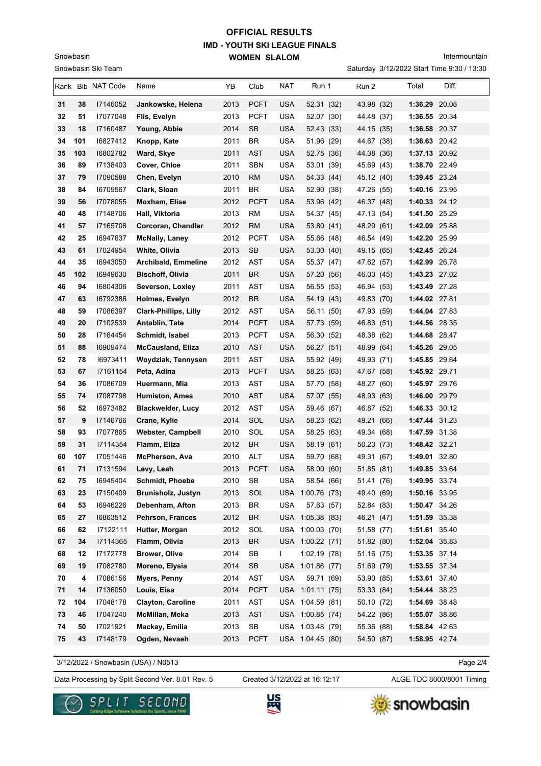# OFFICIAL RESULTS
## IMD - YOUTH SKI LEAGUE FINALS
### WOMEN SLALOM

Snowbasin
Snowbasin Ski Team

Intermountain
Saturday 3/12/2022 Start Time 9:30 / 13:30

| Rank | Bib | NAT Code | Name | YB | Club | NAT | Run 1 | Run 2 | Total | Diff. |
|---|---|---|---|---|---|---|---|---|---|---|
| 31 | 38 | I7146052 | **Jankowske, Helena** | 2013 | PCFT | USA | 52.31 (32) | 43.98 (32) | **1:36.29** | 20.08 |
| 32 | 51 | I7077048 | **Flis, Evelyn** | 2013 | PCFT | USA | 52.07 (30) | 44.48 (37) | **1:36.55** | 20.34 |
| 33 | 18 | I7160487 | **Young, Abbie** | 2014 | SB | USA | 52.43 (33) | 44.15 (35) | **1:36.58** | 20.37 |
| 34 | 101 | I6827412 | **Knopp, Kate** | 2011 | BR | USA | 51.96 (29) | 44.67 (38) | **1:36.63** | 20.42 |
| 35 | 103 | I6802782 | **Ward, Skye** | 2011 | AST | USA | 52.75 (36) | 44.38 (36) | **1:37.13** | 20.92 |
| 36 | 89 | I7138403 | **Cover, Chloe** | 2011 | SBN | USA | 53.01 (39) | 45.69 (43) | **1:38.70** | 22.49 |
| 37 | 79 | I7090588 | **Chen, Evelyn** | 2010 | RM | USA | 54.33 (44) | 45.12 (40) | **1:39.45** | 23.24 |
| 38 | 84 | I6709567 | **Clark, Sloan** | 2011 | BR | USA | 52.90 (38) | 47.26 (55) | **1:40.16** | 23.95 |
| 39 | 56 | I7078055 | **Moxham, Elise** | 2012 | PCFT | USA | 53.96 (42) | 46.37 (48) | **1:40.33** | 24.12 |
| 40 | 48 | I7148706 | **Hall, Viktoria** | 2013 | RM | USA | 54.37 (45) | 47.13 (54) | **1:41.50** | 25.29 |
| 41 | 57 | I7165708 | **Corcoran, Chandler** | 2012 | RM | USA | 53.80 (41) | 48.29 (61) | **1:42.09** | 25.88 |
| 42 | 25 | I6947637 | **McNally, Laney** | 2012 | PCFT | USA | 55.66 (48) | 46.54 (49) | **1:42.20** | 25.99 |
| 43 | 61 | I7024954 | **White, Olivia** | 2013 | SB | USA | 53.30 (40) | 49.15 (65) | **1:42.45** | 26.24 |
| 44 | 35 | I6943050 | **Archibald, Emmeline** | 2012 | AST | USA | 55.37 (47) | 47.62 (57) | **1:42.99** | 26.78 |
| 45 | 102 | I6949630 | **Bischoff, Olivia** | 2011 | BR | USA | 57.20 (56) | 46.03 (45) | **1:43.23** | 27.02 |
| 46 | 94 | I6804306 | **Severson, Loxley** | 2011 | AST | USA | 56.55 (53) | 46.94 (53) | **1:43.49** | 27.28 |
| 47 | 63 | I6792386 | **Holmes, Evelyn** | 2012 | BR | USA | 54.19 (43) | 49.83 (70) | **1:44.02** | 27.81 |
| 48 | 59 | I7086397 | **Clark-Phillips, Lilly** | 2012 | AST | USA | 56.11 (50) | 47.93 (59) | **1:44.04** | 27.83 |
| 49 | 20 | I7102539 | **Antablin, Tate** | 2014 | PCFT | USA | 57.73 (59) | 46.83 (51) | **1:44.56** | 28.35 |
| 50 | 28 | I7164454 | **Schmidt, Isabel** | 2013 | PCFT | USA | 56.30 (52) | 48.38 (62) | **1:44.68** | 28.47 |
| 51 | 88 | I6909474 | **McCausland, Eliza** | 2010 | AST | USA | 56.27 (51) | 48.99 (64) | **1:45.26** | 29.05 |
| 52 | 78 | I6973411 | **Woydziak, Tennysen** | 2011 | AST | USA | 55.92 (49) | 49.93 (71) | **1:45.85** | 29.64 |
| 53 | 67 | I7161154 | **Peta, Adina** | 2013 | PCFT | USA | 58.25 (63) | 47.67 (58) | **1:45.92** | 29.71 |
| 54 | 36 | I7086709 | **Huermann, Mia** | 2013 | AST | USA | 57.70 (58) | 48.27 (60) | **1:45.97** | 29.76 |
| 55 | 74 | I7087798 | **Humiston, Ames** | 2010 | AST | USA | 57.07 (55) | 48.93 (63) | **1:46.00** | 29.79 |
| 56 | 52 | I6973482 | **Blackwelder, Lucy** | 2012 | AST | USA | 59.46 (67) | 46.87 (52) | **1:46.33** | 30.12 |
| 57 | 9 | I7146766 | **Crane, Kylie** | 2014 | SOL | USA | 58.23 (62) | 49.21 (66) | **1:47.44** | 31.23 |
| 58 | 93 | I7077865 | **Webster, Campbell** | 2010 | SOL | USA | 58.25 (63) | 49.34 (68) | **1:47.59** | 31.38 |
| 59 | 31 | I7114354 | **Flamm, Eliza** | 2012 | BR | USA | 58.19 (61) | 50.23 (73) | **1:48.42** | 32.21 |
| 60 | 107 | I7051446 | **McPherson, Ava** | 2010 | ALT | USA | 59.70 (68) | 49.31 (67) | **1:49.01** | 32.80 |
| 61 | 71 | I7131594 | **Levy, Leah** | 2013 | PCFT | USA | 58.00 (60) | 51.85 (81) | **1:49.85** | 33.64 |
| 62 | 75 | I6945404 | **Schmidt, Phoebe** | 2010 | SB | USA | 58.54 (66) | 51.41 (76) | **1:49.95** | 33.74 |
| 63 | 23 | I7150409 | **Brunisholz, Justyn** | 2013 | SOL | USA | 1:00.76 (73) | 49.40 (69) | **1:50.16** | 33.95 |
| 64 | 53 | I6946226 | **Debenham, Afton** | 2013 | BR | USA | 57.63 (57) | 52.84 (83) | **1:50.47** | 34.26 |
| 65 | 27 | I6863512 | **Pehrson, Frances** | 2012 | BR | USA | 1:05.38 (83) | 46.21 (47) | **1:51.59** | 35.38 |
| 66 | 62 | I7122111 | **Hutter, Morgan** | 2012 | SOL | USA | 1:00.03 (70) | 51.58 (77) | **1:51.61** | 35.40 |
| 67 | 34 | I7114365 | **Flamm, Olivia** | 2013 | BR | USA | 1:00.22 (71) | 51.82 (80) | **1:52.04** | 35.83 |
| 68 | 12 | I7172778 | **Brower, Olive** | 2014 | SB | I | 1:02.19 (78) | 51.16 (75) | **1:53.35** | 37.14 |
| 69 | 19 | I7082780 | **Moreno, Elysia** | 2014 | SB | USA | 1:01.86 (77) | 51.69 (79) | **1:53.55** | 37.34 |
| 70 | 4 | I7086156 | **Myers, Penny** | 2014 | AST | USA | 59.71 (69) | 53.90 (85) | **1:53.61** | 37.40 |
| 71 | 14 | I7136050 | **Louis, Eisa** | 2014 | PCFT | USA | 1:01.11 (75) | 53.33 (84) | **1:54.44** | 38.23 |
| 72 | 104 | I7048178 | **Clayton, Caroline** | 2011 | AST | USA | 1:04.59 (81) | 50.10 (72) | **1:54.69** | 38.48 |
| 73 | 46 | I7047240 | **McMillan, Meka** | 2013 | AST | USA | 1:00.85 (74) | 54.22 (86) | **1:55.07** | 38.86 |
| 74 | 50 | I7021921 | **Mackay, Emilia** | 2013 | SB | USA | 1:03.48 (79) | 55.36 (88) | **1:58.84** | 42.63 |
| 75 | 43 | I7148179 | **Ogden, Nevaeh** | 2013 | PCFT | USA | 1:04.45 (80) | 54.50 (87) | **1:58.95** | 42.74 |

3/12/2022 / Snowbasin (USA) / N0513

Data Processing by Split Second Ver. 8.01 Rev. 5 | Created 3/12/2022 at 16:12:17 | ALGE TDC 8000/8001 Timing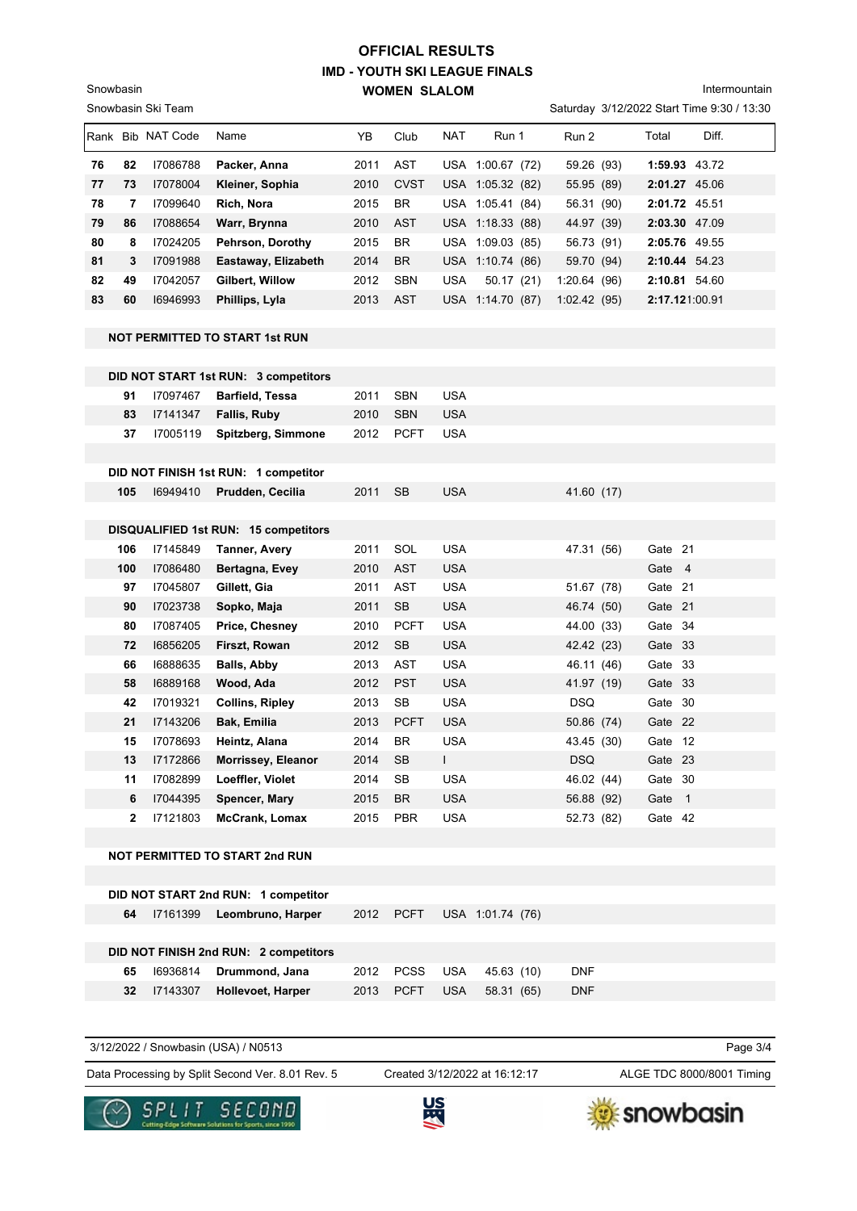# OFFICIAL RESULTS
## IMD - YOUTH SKI LEAGUE FINALS
### WOMEN SLALOM

Snowbasin
Snowbasin Ski Team

Intermountain
Saturday 3/12/2022 Start Time 9:30 / 13:30

| Rank | Bib | NAT Code | Name | YB | Club | NAT | Run 1 | Run 2 | Total | Diff. |
|---|---|---|---|---|---|---|---|---|---|---|
| 76 | 82 | I7086788 | **Packer, Anna** | 2011 | AST | USA | 1:00.67 (72) | 59.26 (93) | **1:59.93** | 43.72 |
| 77 | 73 | I7078004 | **Kleiner, Sophia** | 2010 | CVST | USA | 1:05.32 (82) | 55.95 (89) | **2:01.27** | 45.06 |
| 78 | 7 | I7099640 | **Rich, Nora** | 2015 | BR | USA | 1:05.41 (84) | 56.31 (90) | **2:01.72** | 45.51 |
| 79 | 86 | I7088654 | **Warr, Brynna** | 2010 | AST | USA | 1:18.33 (88) | 44.97 (39) | **2:03.30** | 47.09 |
| 80 | 8 | I7024205 | **Pehrson, Dorothy** | 2015 | BR | USA | 1:09.03 (85) | 56.73 (91) | **2:05.76** | 49.55 |
| 81 | 3 | I7091988 | **Eastaway, Elizabeth** | 2014 | BR | USA | 1:10.74 (86) | 59.70 (94) | **2:10.44** | 54.23 |
| 82 | 49 | I7042057 | **Gilbert, Willow** | 2012 | SBN | USA | 50.17 (21) | 1:20.64 (96) | **2:10.81** | 54.60 |
| 83 | 60 | I6946993 | **Phillips, Lyla** | 2013 | AST | USA | 1:14.70 (87) | 1:02.42 (95) | **2:17.12** | 1:00.91 |

**NOT PERMITTED TO START 1st RUN**

**DID NOT START 1st RUN: 3 competitors**

| Bib | NAT Code | Name | YB | Club | NAT |
|---|---|---|---|---|---|
| 91 | I7097467 | **Barfield, Tessa** | 2011 | SBN | USA |
| 83 | I7141347 | **Fallis, Ruby** | 2010 | SBN | USA |
| 37 | I7005119 | **Spitzberg, Simmone** | 2012 | PCFT | USA |

**DID NOT FINISH 1st RUN: 1 competitor**

| Bib | NAT Code | Name | YB | Club | NAT | Run 2 |
|---|---|---|---|---|---|---|
| 105 | I6949410 | **Prudden, Cecilia** | 2011 | SB | USA | 41.60 (17) |

**DISQUALIFIED 1st RUN: 15 competitors**

| Bib | NAT Code | Name | YB | Club | NAT | Run 2 | Gate |
|---|---|---|---|---|---|---|---|
| 106 | I7145849 | **Tanner, Avery** | 2011 | SOL | USA | 47.31 (56) | Gate 21 |
| 100 | I7086480 | **Bertagna, Evey** | 2010 | AST | USA | | Gate 4 |
| 97 | I7045807 | **Gillett, Gia** | 2011 | AST | USA | 51.67 (78) | Gate 21 |
| 90 | I7023738 | **Sopko, Maja** | 2011 | SB | USA | 46.74 (50) | Gate 21 |
| 80 | I7087405 | **Price, Chesney** | 2010 | PCFT | USA | 44.00 (33) | Gate 34 |
| 72 | I6856205 | **Firszt, Rowan** | 2012 | SB | USA | 42.42 (23) | Gate 33 |
| 66 | I6888635 | **Balls, Abby** | 2013 | AST | USA | 46.11 (46) | Gate 33 |
| 58 | I6889168 | **Wood, Ada** | 2012 | PST | USA | 41.97 (19) | Gate 33 |
| 42 | I7019321 | **Collins, Ripley** | 2013 | SB | USA | DSQ | Gate 30 |
| 21 | I7143206 | **Bak, Emilia** | 2013 | PCFT | USA | 50.86 (74) | Gate 22 |
| 15 | I7078693 | **Heintz, Alana** | 2014 | BR | USA | 43.45 (30) | Gate 12 |
| 13 | I7172866 | **Morrissey, Eleanor** | 2014 | SB | I | DSQ | Gate 23 |
| 11 | I7082899 | **Loeffler, Violet** | 2014 | SB | USA | 46.02 (44) | Gate 30 |
| 6 | I7044395 | **Spencer, Mary** | 2015 | BR | USA | 56.88 (92) | Gate 1 |
| 2 | I7121803 | **McCrank, Lomax** | 2015 | PBR | USA | 52.73 (82) | Gate 42 |

**NOT PERMITTED TO START 2nd RUN**

**DID NOT START 2nd RUN: 1 competitor**

| Bib | NAT Code | Name | YB | Club | NAT | Run 1 |
|---|---|---|---|---|---|---|
| 64 | I7161399 | **Leombruno, Harper** | 2012 | PCFT | USA | 1:01.74 (76) |

**DID NOT FINISH 2nd RUN: 2 competitors**

| Bib | NAT Code | Name | YB | Club | NAT | Run 1 | Run 2 |
|---|---|---|---|---|---|---|---|
| 65 | I6936814 | **Drummond, Jana** | 2012 | PCSS | USA | 45.63 (10) | DNF |
| 32 | I7143307 | **Hollevoet, Harper** | 2013 | PCFT | USA | 58.31 (65) | DNF |

3/12/2022 / Snowbasin (USA) / N0513

Data Processing by Split Second Ver. 8.01 Rev. 5 — Created 3/12/2022 at 16:12:17 — ALGE TDC 8000/8001 Timing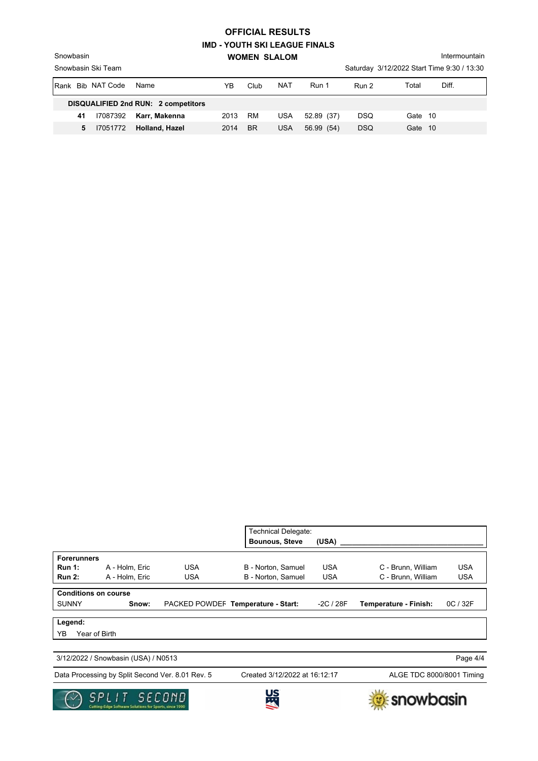# OFFICIAL RESULTS

## IMD - YOUTH SKI LEAGUE FINALS

### WOMEN SLALOM

Snowbasin | Intermountain

Snowbasin Ski Team | Saturday 3/12/2022 Start Time 9:30 / 13:30

| Rank | Bib | NAT Code | Name | YB | Club | NAT | Run 1 | Run 2 | Total | Diff. |
|---|---|---|---|---|---|---|---|---|---|---|
| **DISQUALIFIED 2nd RUN: 2 competitors** | | | | | | | | | | |
| | **41** | I7087392 | **Karr, Makenna** | 2013 | RM | USA | 52.89 (37) | DSQ | Gate 10 | |
| | **5** | I7051772 | **Holland, Hazel** | 2014 | BR | USA | 56.99 (54) | DSQ | Gate 10 | |

Technical Delegate:
**Bounous, Steve** **(USA)** ______________________

| **Forerunners** | | | | | | |
|---|---|---|---|---|---|---|
| **Run 1:** | A - Holm, Eric | USA | B - Norton, Samuel | USA | C - Brunn, William | USA |
| **Run 2:** | A - Holm, Eric | USA | B - Norton, Samuel | USA | C - Brunn, William | USA |

| **Conditions on course** | | | | | | |
|---|---|---|---|---|---|---|
| SUNNY | **Snow:** | PACKED POWDEF | **Temperature - Start:** | -2C / 28F | **Temperature - Finish:** | 0C / 32F |

**Legend:**
YB Year of Birth

3/12/2022 / Snowbasin (USA) / N0513

Data Processing by Split Second Ver. 8.01 Rev. 5 | Created 3/12/2022 at 16:12:17 | ALGE TDC 8000/8001 Timing